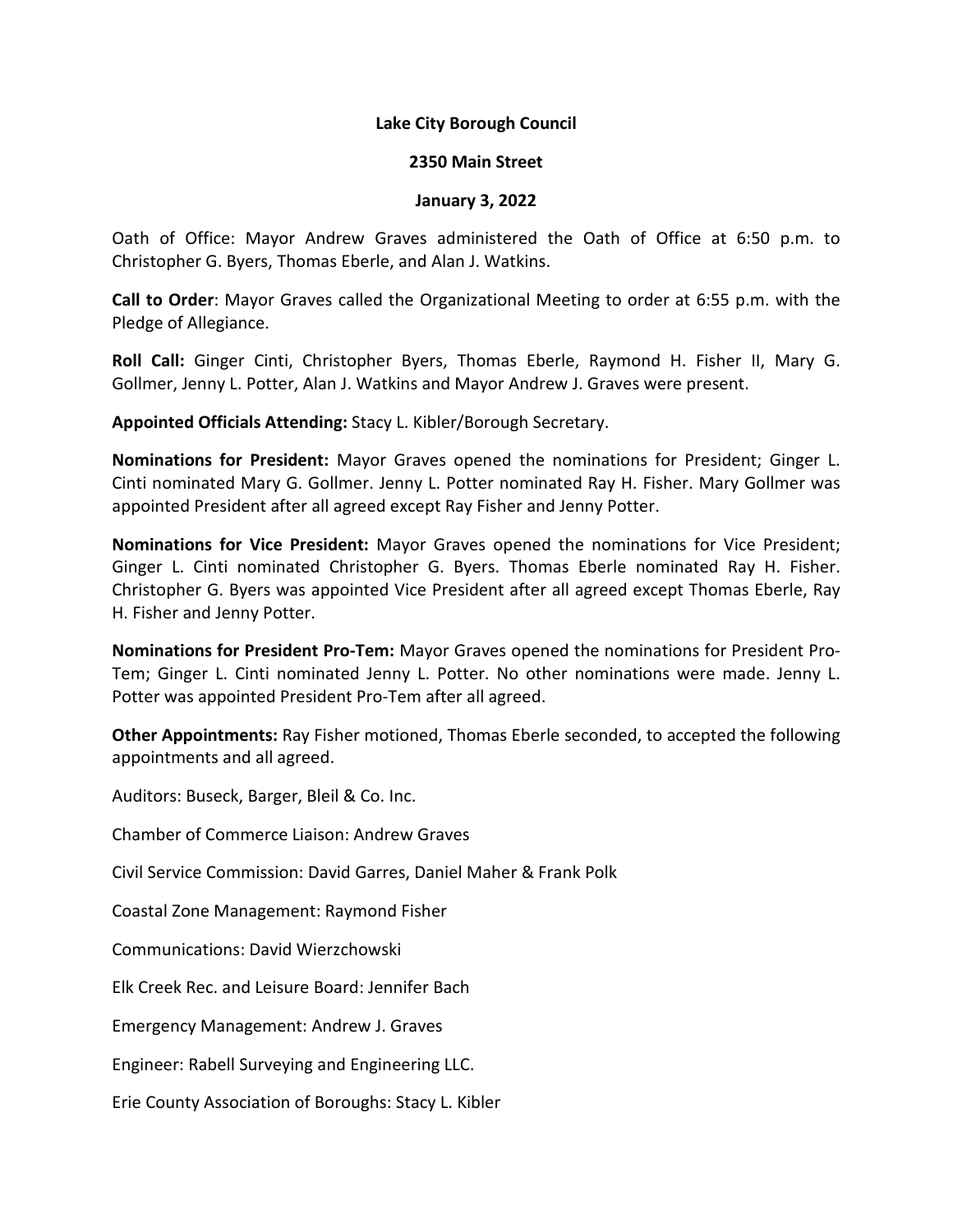**Lake City Borough Council**

**2350 Main Street**

**January 3, 2022**

Oath of Office: Mayor Andrew Graves administered the Oath of Office at 6:50 p.m. to Christopher G. Byers, Thomas Eberle, and Alan J. Watkins.

**Call to Order**: Mayor Graves called the Organizational Meeting to order at 6:55 p.m. with the Pledge of Allegiance.

**Roll Call:** Ginger Cinti, Christopher Byers, Thomas Eberle, Raymond H. Fisher II, Mary G. Gollmer, Jenny L. Potter, Alan J. Watkins and Mayor Andrew J. Graves were present.

**Appointed Officials Attending:** Stacy L. Kibler/Borough Secretary.

**Nominations for President:** Mayor Graves opened the nominations for President; Ginger L. Cinti nominated Mary G. Gollmer. Jenny L. Potter nominated Ray H. Fisher. Mary Gollmer was appointed President after all agreed except Ray Fisher and Jenny Potter.

**Nominations for Vice President:** Mayor Graves opened the nominations for Vice President; Ginger L. Cinti nominated Christopher G. Byers. Thomas Eberle nominated Ray H. Fisher. Christopher G. Byers was appointed Vice President after all agreed except Thomas Eberle, Ray H. Fisher and Jenny Potter.

**Nominations for President Pro-Tem:** Mayor Graves opened the nominations for President Pro-Tem; Ginger L. Cinti nominated Jenny L. Potter. No other nominations were made. Jenny L. Potter was appointed President Pro-Tem after all agreed.

**Other Appointments:** Ray Fisher motioned, Thomas Eberle seconded, to accepted the following appointments and all agreed.

Auditors: Buseck, Barger, Bleil & Co. Inc.

Chamber of Commerce Liaison: Andrew Graves

Civil Service Commission: David Garres, Daniel Maher & Frank Polk

Coastal Zone Management: Raymond Fisher

Communications: David Wierzchowski

Elk Creek Rec. and Leisure Board: Jennifer Bach

Emergency Management: Andrew J. Graves

Engineer: Rabell Surveying and Engineering LLC.

Erie County Association of Boroughs: Stacy L. Kibler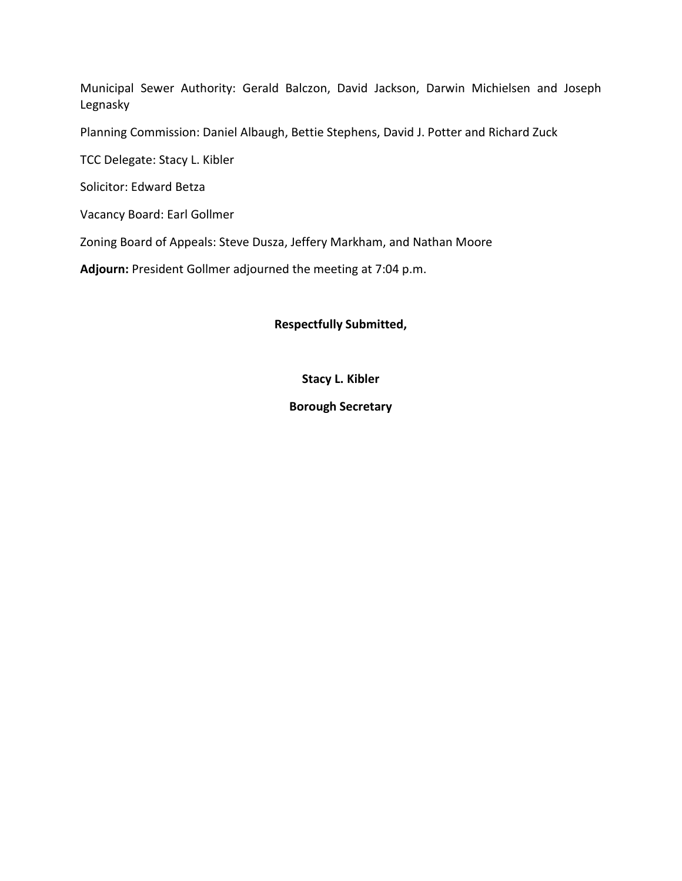Municipal Sewer Authority: Gerald Balczon, David Jackson, Darwin Michielsen and Joseph Legnasky

Planning Commission: Daniel Albaugh, Bettie Stephens, David J. Potter and Richard Zuck

TCC Delegate: Stacy L. Kibler

Solicitor: Edward Betza

Vacancy Board: Earl Gollmer

Zoning Board of Appeals: Steve Dusza, Jeffery Markham, and Nathan Moore

**Adjourn:** President Gollmer adjourned the meeting at 7:04 p.m.

**Respectfully Submitted,**

**Stacy L. Kibler**

**Borough Secretary**